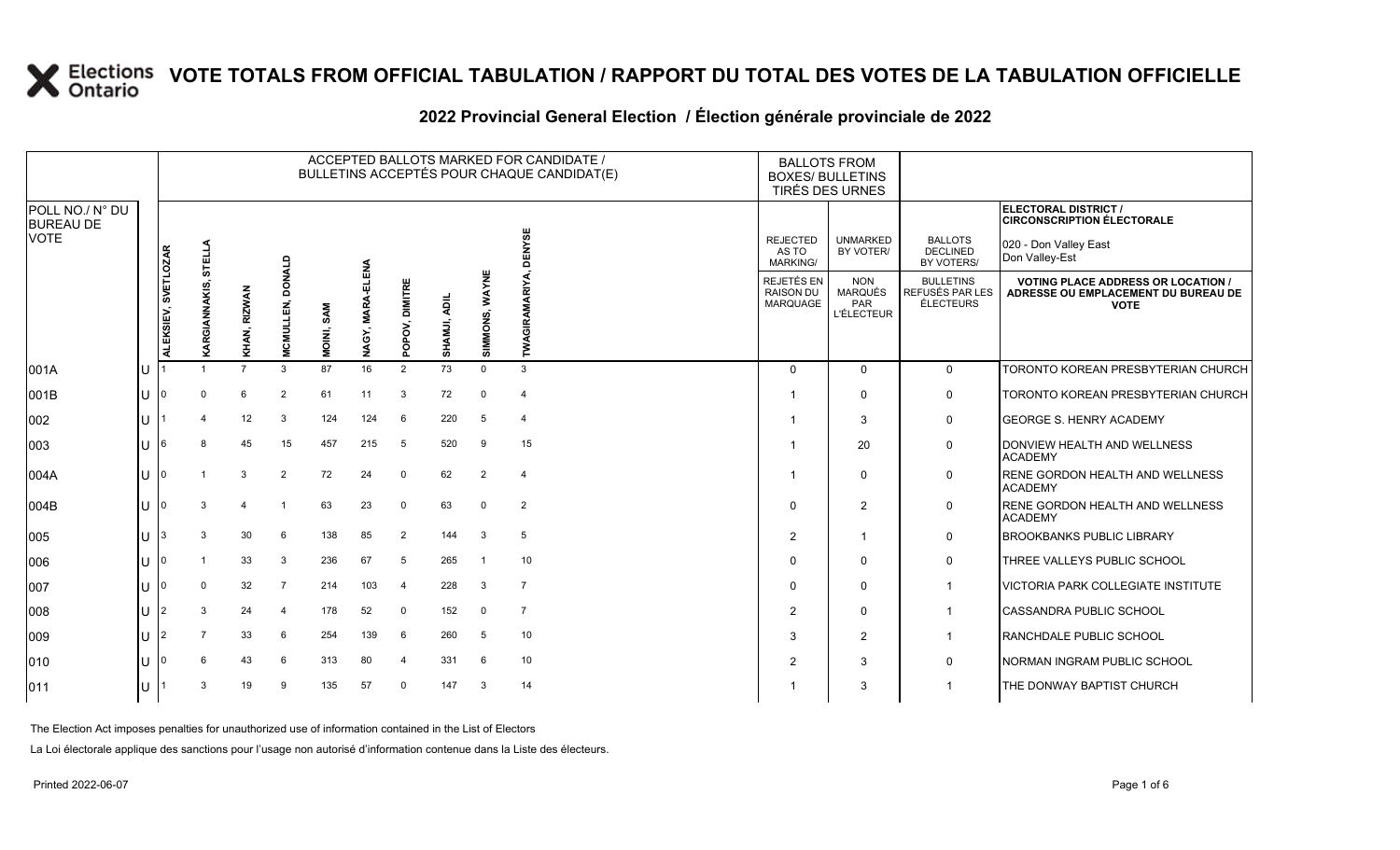# Elections Ontario VOTE TOTALS FROM OFFICIAL TABULATION / RAPPORT DU TOTAL DES VOTES DE LA TABULATION OFFICIELLE

## 2022 Provincial General Election / Élection générale provinciale de 2022

| POLL NO./ N° DU BUREAU DE VOTE | | ACCEPTED BALLOTS MARKED FOR CANDIDATE / BULLETINS ACCEPTÉS POUR CHAQUE CANDIDAT(E) | | | | | | | | | | BALLOTS FROM BOXES/ BULLETINS TIRÉS DES URNES | | | ELECTORAL DISTRICT / CIRCONSCRIPTION ÉLECTORALE 020 - Don Valley East Don Valley-Est |
|---|---|---|---|---|---|---|---|---|---|---|---|---|---|---|---|
| | | ALEKSIEV, SVETLOZAR | KARGIANNAKIS, STELLA | KHAN, RIZWAN | MCMULLEN, DONALD | MOINI, SAM | NAGY, MARA-ELENA | POPOV, DIMITRE | SHAMJI, ADIL | SIMMONS, WAYNE | TWAGIRAMARIYA, DENYSE | REJECTED AS TO MARKING/ REJETÉS EN RAISON DU MARQUAGE | UNMARKED BY VOTER/ NON MARQUÉS PAR L'ÉLECTEUR | BALLOTS DECLINED BY VOTERS/ BULLETINS REFUSÉS PAR LES ÉLECTEURS | VOTING PLACE ADDRESS OR LOCATION / ADRESSE OU EMPLACEMENT DU BUREAU DE VOTE |
| 001A | U | 1 | 1 | 7 | 3 | 87 | 16 | 2 | 73 | 0 | 3 | 0 | 0 | 0 | TORONTO KOREAN PRESBYTERIAN CHURCH |
| 001B | U | 0 | 0 | 6 | 2 | 61 | 11 | 3 | 72 | 0 | 4 | 1 | 0 | 0 | TORONTO KOREAN PRESBYTERIAN CHURCH |
| 002 | U | 1 | 4 | 12 | 3 | 124 | 124 | 6 | 220 | 5 | 4 | 1 | 3 | 0 | GEORGE S. HENRY ACADEMY |
| 003 | U | 6 | 8 | 45 | 15 | 457 | 215 | 5 | 520 | 9 | 15 | 1 | 20 | 0 | DONVIEW HEALTH AND WELLNESS ACADEMY |
| 004A | U | 0 | 1 | 3 | 2 | 72 | 24 | 0 | 62 | 2 | 4 | 1 | 0 | 0 | RENE GORDON HEALTH AND WELLNESS ACADEMY |
| 004B | U | 0 | 3 | 4 | 1 | 63 | 23 | 0 | 63 | 0 | 2 | 0 | 2 | 0 | RENE GORDON HEALTH AND WELLNESS ACADEMY |
| 005 | U | 3 | 3 | 30 | 6 | 138 | 85 | 2 | 144 | 3 | 5 | 2 | 1 | 0 | BROOKBANKS PUBLIC LIBRARY |
| 006 | U | 0 | 1 | 33 | 3 | 236 | 67 | 5 | 265 | 1 | 10 | 0 | 0 | 0 | THREE VALLEYS PUBLIC SCHOOL |
| 007 | U | 0 | 0 | 32 | 7 | 214 | 103 | 4 | 228 | 3 | 7 | 0 | 0 | 1 | VICTORIA PARK COLLEGIATE INSTITUTE |
| 008 | U | 2 | 3 | 24 | 4 | 178 | 52 | 0 | 152 | 0 | 7 | 2 | 0 | 1 | CASSANDRA PUBLIC SCHOOL |
| 009 | U | 2 | 7 | 33 | 6 | 254 | 139 | 6 | 260 | 5 | 10 | 3 | 2 | 1 | RANCHDALE PUBLIC SCHOOL |
| 010 | U | 0 | 6 | 43 | 6 | 313 | 80 | 4 | 331 | 6 | 10 | 2 | 3 | 0 | NORMAN INGRAM PUBLIC SCHOOL |
| 011 | U | 1 | 3 | 19 | 9 | 135 | 57 | 0 | 147 | 3 | 14 | 1 | 3 | 1 | THE DONWAY BAPTIST CHURCH |

The Election Act imposes penalties for unauthorized use of information contained in the List of Electors

La Loi électorale applique des sanctions pour l'usage non autorisé d'information contenue dans la Liste des électeurs.

Printed 2022-06-07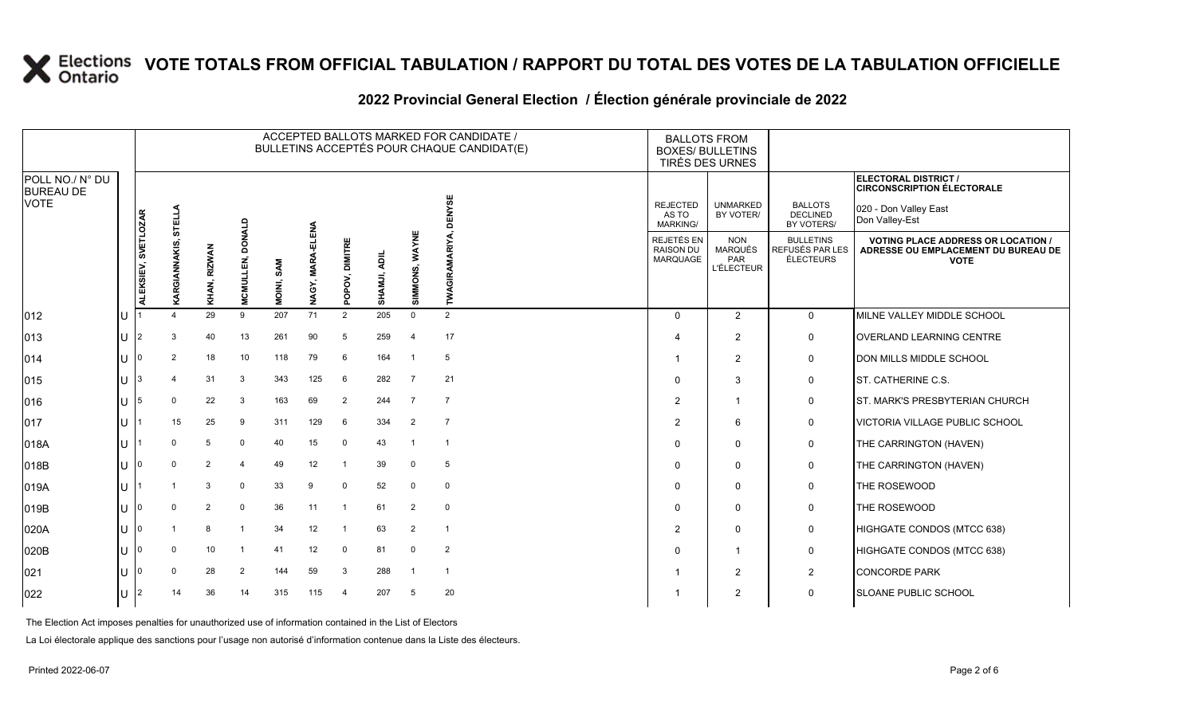# VOTE TOTALS FROM OFFICIAL TABULATION / RAPPORT DU TOTAL DES VOTES DE LA TABULATION OFFICIELLE

## 2022 Provincial General Election / Élection générale provinciale de 2022

ELECTORAL DISTRICT / CIRCONSCRIPTION ÉLECTORALE: 020 - Don Valley East / Don Valley-Est

| POLL NO./ N° DU BUREAU DE VOTE | | ALEKSIEV, SVETLOZAR | KARGIANNAKIS, STELLA | KHAN, RIZWAN | MCMULLEN, DONALD | MOINI, SAM | NAGY, MARA-ELENA | POPOV, DIMITRE | SHAMJI, ADIL | SIMMONS, WAYNE | TWAGIRAMARIYA, DENYSE | REJECTED AS TO MARKING/ REJETÉS EN RAISON DU MARQUAGE | UNMARKED BY VOTER/ NON MARQUÉS PAR L'ÉLECTEUR | BALLOTS DECLINED BY VOTERS/ BULLETINS REFUSÉS PAR LES ÉLECTEURS | VOTING PLACE ADDRESS OR LOCATION / ADRESSE OU EMPLACEMENT DU BUREAU DE VOTE |
|---|---|---|---|---|---|---|---|---|---|---|---|---|---|---|---|
| 012 | U | 1 | 4 | 29 | 9 | 207 | 71 | 2 | 205 | 0 | 2 | 0 | 2 | 0 | MILNE VALLEY MIDDLE SCHOOL |
| 013 | U | 2 | 3 | 40 | 13 | 261 | 90 | 5 | 259 | 4 | 17 | 4 | 2 | 0 | OVERLAND LEARNING CENTRE |
| 014 | U | 0 | 2 | 18 | 10 | 118 | 79 | 6 | 164 | 1 | 5 | 1 | 2 | 0 | DON MILLS MIDDLE SCHOOL |
| 015 | U | 3 | 4 | 31 | 3 | 343 | 125 | 6 | 282 | 7 | 21 | 0 | 3 | 0 | ST. CATHERINE C.S. |
| 016 | U | 5 | 0 | 22 | 3 | 163 | 69 | 2 | 244 | 7 | 7 | 2 | 1 | 0 | ST. MARK'S PRESBYTERIAN CHURCH |
| 017 | U | 1 | 15 | 25 | 9 | 311 | 129 | 6 | 334 | 2 | 7 | 2 | 6 | 0 | VICTORIA VILLAGE PUBLIC SCHOOL |
| 018A | U | 1 | 0 | 5 | 0 | 40 | 15 | 0 | 43 | 1 | 1 | 0 | 0 | 0 | THE CARRINGTON (HAVEN) |
| 018B | U | 0 | 0 | 2 | 4 | 49 | 12 | 1 | 39 | 0 | 5 | 0 | 0 | 0 | THE CARRINGTON (HAVEN) |
| 019A | U | 1 | 1 | 3 | 0 | 33 | 9 | 0 | 52 | 0 | 0 | 0 | 0 | 0 | THE ROSEWOOD |
| 019B | U | 0 | 0 | 2 | 0 | 36 | 11 | 1 | 61 | 2 | 0 | 0 | 0 | 0 | THE ROSEWOOD |
| 020A | U | 0 | 1 | 8 | 1 | 34 | 12 | 1 | 63 | 2 | 1 | 2 | 0 | 0 | HIGHGATE CONDOS (MTCC 638) |
| 020B | U | 0 | 0 | 10 | 1 | 41 | 12 | 0 | 81 | 0 | 2 | 0 | 1 | 0 | HIGHGATE CONDOS (MTCC 638) |
| 021 | U | 0 | 0 | 28 | 2 | 144 | 59 | 3 | 288 | 1 | 1 | 1 | 2 | 2 | CONCORDE PARK |
| 022 | U | 2 | 14 | 36 | 14 | 315 | 115 | 4 | 207 | 5 | 20 | 1 | 2 | 0 | SLOANE PUBLIC SCHOOL |

The Election Act imposes penalties for unauthorized use of information contained in the List of Electors

La Loi électorale applique des sanctions pour l'usage non autorisé d'information contenue dans la Liste des électeurs.

Printed 2022-06-07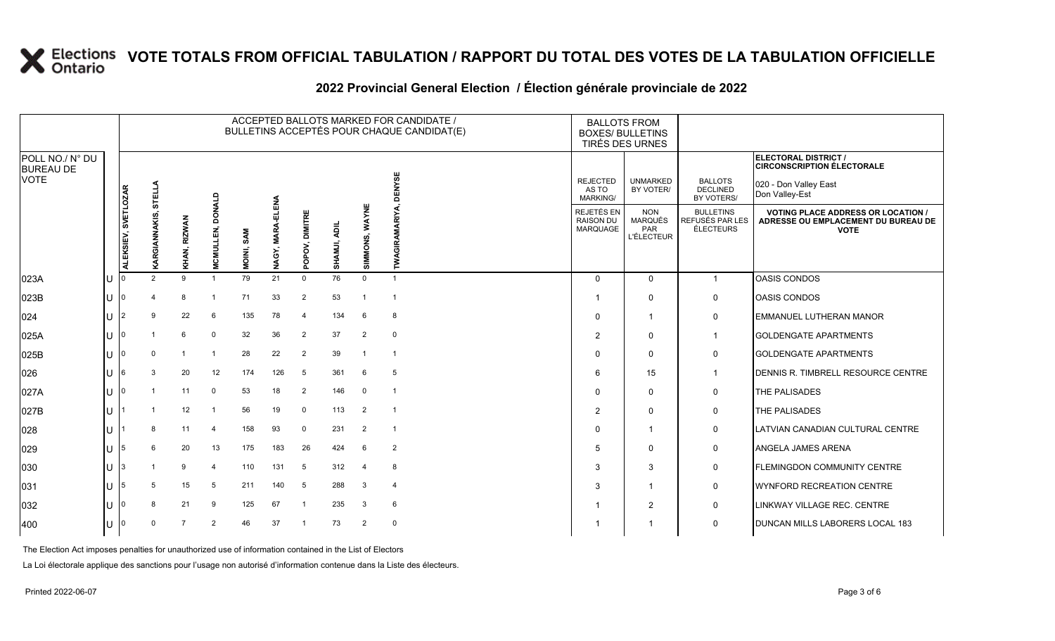# VOTE TOTALS FROM OFFICIAL TABULATION / RAPPORT DU TOTAL DES VOTES DE LA TABULATION OFFICIELLE

## 2022 Provincial General Election / Élection générale provinciale de 2022

ELECTORAL DISTRICT / CIRCONSCRIPTION ÉLECTORALE: 020 - Don Valley East / Don Valley-Est

| POLL NO./ N° DU BUREAU DE VOTE | | ALEKSIEV, SVETLOZAR | KARGIANNAKIS, STELLA | KHAN, RIZWAN | MCMULLEN, DONALD | MOINI, SAM | NAGY, MARA-ELENA | POPOV, DIMITRE | SHAMJI, ADIL | SIMMONS, WAYNE | TWAGIRAMARIYA, DENYSE | REJECTED AS TO MARKING/ REJETÉS EN RAISON DU MARQUAGE | UNMARKED BY VOTER/ NON MARQUÉS PAR L'ÉLECTEUR | BALLOTS DECLINED BY VOTERS/ BULLETINS REFUSÉS PAR LES ÉLECTEURS | VOTING PLACE ADDRESS OR LOCATION / ADRESSE OU EMPLACEMENT DU BUREAU DE VOTE |
|---|---|---|---|---|---|---|---|---|---|---|---|---|---|---|---|
| 023A | U | 0 | 2 | 9 | 1 | 79 | 21 | 0 | 76 | 0 | 1 | 0 | 0 | 1 | OASIS CONDOS |
| 023B | U | 0 | 4 | 8 | 1 | 71 | 33 | 2 | 53 | 1 | 1 | 1 | 0 | 0 | OASIS CONDOS |
| 024 | U | 2 | 9 | 22 | 6 | 135 | 78 | 4 | 134 | 6 | 8 | 0 | 1 | 0 | EMMANUEL LUTHERAN MANOR |
| 025A | U | 0 | 1 | 6 | 0 | 32 | 36 | 2 | 37 | 2 | 0 | 2 | 0 | 1 | GOLDENGATE APARTMENTS |
| 025B | U | 0 | 0 | 1 | 1 | 28 | 22 | 2 | 39 | 1 | 1 | 0 | 0 | 0 | GOLDENGATE APARTMENTS |
| 026 | U | 6 | 3 | 20 | 12 | 174 | 126 | 5 | 361 | 6 | 5 | 6 | 15 | 1 | DENNIS R. TIMBRELL RESOURCE CENTRE |
| 027A | U | 0 | 1 | 11 | 0 | 53 | 18 | 2 | 146 | 0 | 1 | 0 | 0 | 0 | THE PALISADES |
| 027B | U | 1 | 1 | 12 | 1 | 56 | 19 | 0 | 113 | 2 | 1 | 2 | 0 | 0 | THE PALISADES |
| 028 | U | 1 | 8 | 11 | 4 | 158 | 93 | 0 | 231 | 2 | 1 | 0 | 1 | 0 | LATVIAN CANADIAN CULTURAL CENTRE |
| 029 | U | 5 | 6 | 20 | 13 | 175 | 183 | 26 | 424 | 6 | 2 | 5 | 0 | 0 | ANGELA JAMES ARENA |
| 030 | U | 3 | 1 | 9 | 4 | 110 | 131 | 5 | 312 | 4 | 8 | 3 | 3 | 0 | FLEMINGDON COMMUNITY CENTRE |
| 031 | U | 5 | 5 | 15 | 5 | 211 | 140 | 5 | 288 | 3 | 4 | 3 | 1 | 0 | WYNFORD RECREATION CENTRE |
| 032 | U | 0 | 8 | 21 | 9 | 125 | 67 | 1 | 235 | 3 | 6 | 1 | 2 | 0 | LINKWAY VILLAGE REC. CENTRE |
| 400 | U | 0 | 0 | 7 | 2 | 46 | 37 | 1 | 73 | 2 | 0 | 1 | 1 | 0 | DUNCAN MILLS LABORERS LOCAL 183 |

The Election Act imposes penalties for unauthorized use of information contained in the List of Electors

La Loi électorale applique des sanctions pour l'usage non autorisé d'information contenue dans la Liste des électeurs.

Printed 2022-06-07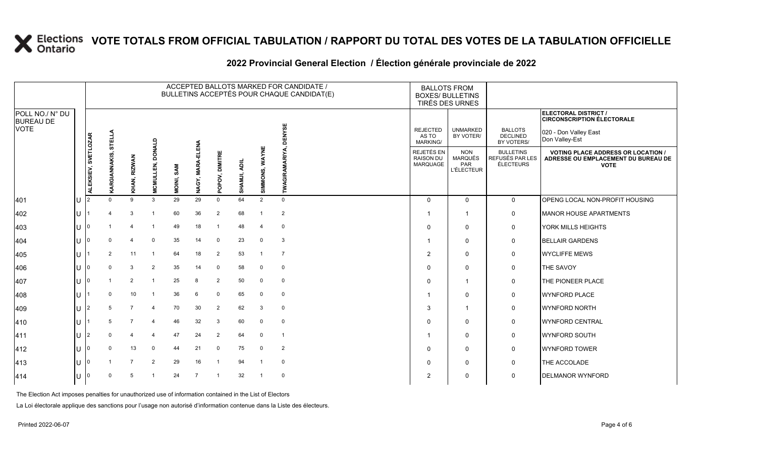# VOTE TOTALS FROM OFFICIAL TABULATION / RAPPORT DU TOTAL DES VOTES DE LA TABULATION OFFICIELLE

## 2022 Provincial General Election / Élection générale provinciale de 2022

ELECTORAL DISTRICT / CIRCONSCRIPTION ÉLECTORALE: 020 - Don Valley East / Don Valley-Est

| POLL NO./ N° DU BUREAU DE VOTE | | ALEKSIEV, SVETLOZAR | KARGIANNAKIS, STELLA | KHAN, RIZWAN | MCMULLEN, DONALD | MOINI, SAM | NAGY, MARA-ELENA | POPOV, DIMITRE | SHAMJI, ADIL | SIMMONS, WAYNE | TWAGIRAMARIYA, DENYSE | REJECTED AS TO MARKING/ REJETÉS EN RAISON DU MARQUAGE | UNMARKED BY VOTER/ NON MARQUÉS PAR L'ÉLECTEUR | BALLOTS DECLINED BY VOTERS/ BULLETINS REFUSÉS PAR LES ÉLECTEURS | VOTING PLACE ADDRESS OR LOCATION / ADRESSE OU EMPLACEMENT DU BUREAU DE VOTE |
|---|---|---|---|---|---|---|---|---|---|---|---|---|---|---|---|
| 401 | U | 2 | 0 | 9 | 3 | 29 | 29 | 0 | 64 | 2 | 0 | 0 | 0 | 0 | OPENG LOCAL NON-PROFIT HOUSING |
| 402 | U | 1 | 4 | 3 | 1 | 60 | 36 | 2 | 68 | 1 | 2 | 1 | 1 | 0 | MANOR HOUSE APARTMENTS |
| 403 | U | 0 | 1 | 4 | 1 | 49 | 18 | 1 | 48 | 4 | 0 | 0 | 0 | 0 | YORK MILLS HEIGHTS |
| 404 | U | 0 | 0 | 4 | 0 | 35 | 14 | 0 | 23 | 0 | 3 | 1 | 0 | 0 | BELLAIR GARDENS |
| 405 | U | 1 | 2 | 11 | 1 | 64 | 18 | 2 | 53 | 1 | 7 | 2 | 0 | 0 | WYCLIFFE MEWS |
| 406 | U | 0 | 0 | 3 | 2 | 35 | 14 | 0 | 58 | 0 | 0 | 0 | 0 | 0 | THE SAVOY |
| 407 | U | 0 | 1 | 2 | 1 | 25 | 8 | 2 | 50 | 0 | 0 | 0 | 1 | 0 | THE PIONEER PLACE |
| 408 | U | 1 | 0 | 10 | 1 | 36 | 6 | 0 | 65 | 0 | 0 | 1 | 0 | 0 | WYNFORD PLACE |
| 409 | U | 2 | 5 | 7 | 4 | 70 | 30 | 2 | 62 | 3 | 0 | 3 | 1 | 0 | WYNFORD NORTH |
| 410 | U | 1 | 5 | 7 | 4 | 46 | 32 | 3 | 60 | 0 | 0 | 0 | 0 | 0 | WYNFORD CENTRAL |
| 411 | U | 2 | 0 | 4 | 4 | 47 | 24 | 2 | 64 | 0 | 1 | 1 | 0 | 0 | WYNFORD SOUTH |
| 412 | U | 0 | 0 | 13 | 0 | 44 | 21 | 0 | 75 | 0 | 2 | 0 | 0 | 0 | WYNFORD TOWER |
| 413 | U | 0 | 1 | 7 | 2 | 29 | 16 | 1 | 94 | 1 | 0 | 0 | 0 | 0 | THE ACCOLADE |
| 414 | U | 0 | 0 | 5 | 1 | 24 | 7 | 1 | 32 | 1 | 0 | 2 | 0 | 0 | DELMANOR WYNFORD |

The Election Act imposes penalties for unauthorized use of information contained in the List of Electors

La Loi électorale applique des sanctions pour l'usage non autorisé d'information contenue dans la Liste des électeurs.

Printed 2022-06-07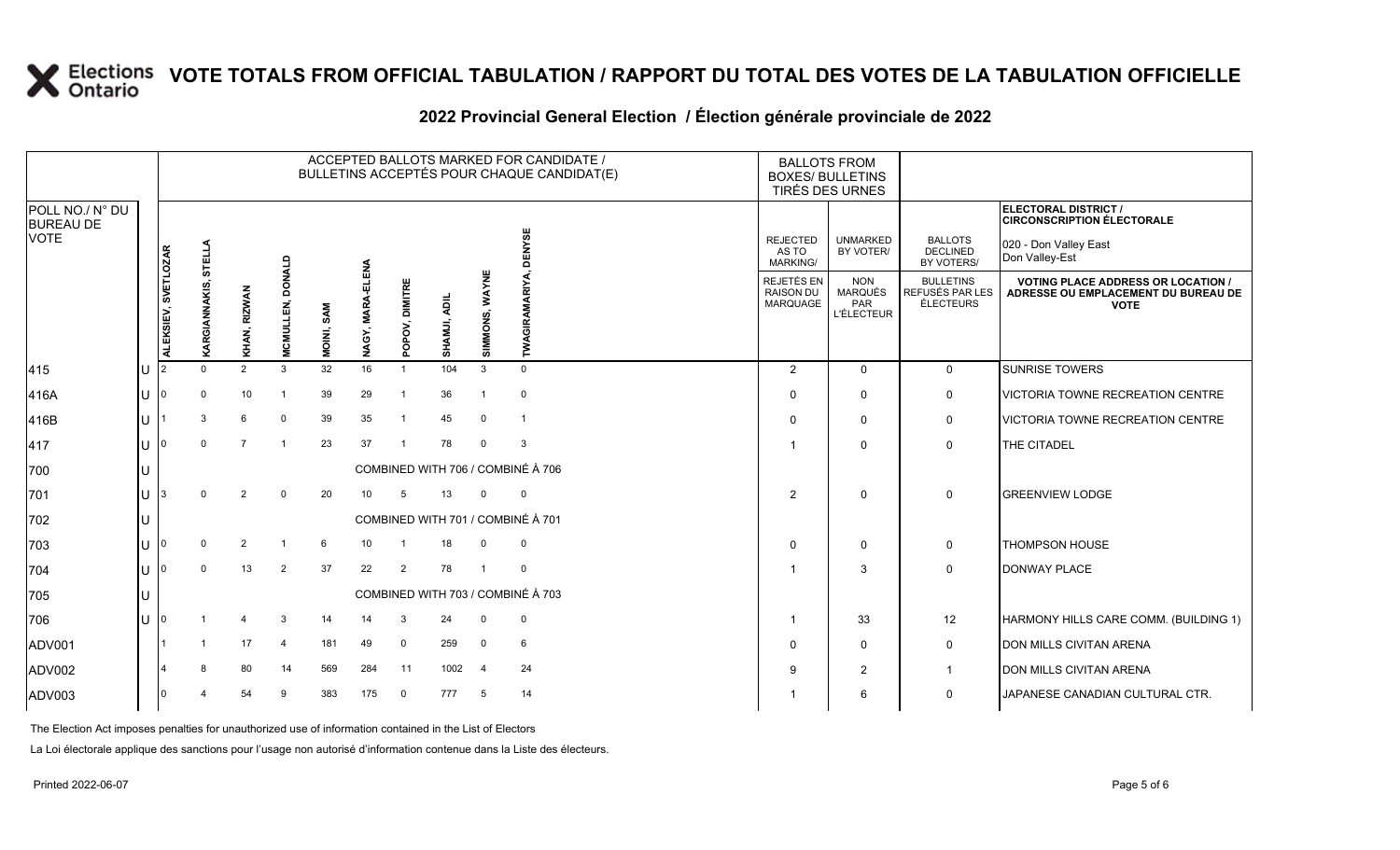# VOTE TOTALS FROM OFFICIAL TABULATION / RAPPORT DU TOTAL DES VOTES DE LA TABULATION OFFICIELLE

## 2022 Provincial General Election / Élection générale provinciale de 2022

ELECTORAL DISTRICT / CIRCONSCRIPTION ÉLECTORALE: 020 - Don Valley East / Don Valley-Est

| POLL NO./ N° DU BUREAU DE VOTE | | ALEKSIEV, SVETLOZAR | KARGIANNAKIS, STELLA | KHAN, RIZWAN | MCMULLEN, DONALD | MOINI, SAM | NAGY, MARA-ELENA | POPOV, DIMITRE | SHAMJI, ADIL | SIMMONS, WAYNE | TWAGIRAMARIYA, DENYSE | REJECTED AS TO MARKING/ REJETÉS EN RAISON DU MARQUAGE | UNMARKED BY VOTER/ NON MARQUÉS PAR L'ÉLECTEUR | BALLOTS DECLINED BY VOTERS/ BULLETINS REFUSÉS PAR LES ÉLECTEURS | VOTING PLACE ADDRESS OR LOCATION / ADRESSE OU EMPLACEMENT DU BUREAU DE VOTE |
|---|---|---|---|---|---|---|---|---|---|---|---|---|---|---|---|
| 415 | U | 2 | 0 | 2 | 3 | 32 | 16 | 1 | 104 | 3 | 0 | 2 | 0 | 0 | SUNRISE TOWERS |
| 416A | U | 0 | 0 | 10 | 1 | 39 | 29 | 1 | 36 | 1 | 0 | 0 | 0 | 0 | VICTORIA TOWNE RECREATION CENTRE |
| 416B | U | 1 | 3 | 6 | 0 | 39 | 35 | 1 | 45 | 0 | 1 | 0 | 0 | 0 | VICTORIA TOWNE RECREATION CENTRE |
| 417 | U | 0 | 0 | 7 | 1 | 23 | 37 | 1 | 78 | 0 | 3 | 1 | 0 | 0 | THE CITADEL |
| 700 | U | COMBINED WITH 706 / COMBINÉ À 706 | | | | | | | | | | | | | |
| 701 | U | 3 | 0 | 2 | 0 | 20 | 10 | 5 | 13 | 0 | 0 | 2 | 0 | 0 | GREENVIEW LODGE |
| 702 | U | COMBINED WITH 701 / COMBINÉ À 701 | | | | | | | | | | | | | |
| 703 | U | 0 | 0 | 2 | 1 | 6 | 10 | 1 | 18 | 0 | 0 | 0 | 0 | 0 | THOMPSON HOUSE |
| 704 | U | 0 | 0 | 13 | 2 | 37 | 22 | 2 | 78 | 1 | 0 | 1 | 3 | 0 | DONWAY PLACE |
| 705 | U | COMBINED WITH 703 / COMBINÉ À 703 | | | | | | | | | | | | | |
| 706 | U | 0 | 1 | 4 | 3 | 14 | 14 | 3 | 24 | 0 | 0 | 1 | 33 | 12 | HARMONY HILLS CARE COMM. (BUILDING 1) |
| ADV001 | | 1 | 1 | 17 | 4 | 181 | 49 | 0 | 259 | 0 | 6 | 0 | 0 | 0 | DON MILLS CIVITAN ARENA |
| ADV002 | | 4 | 8 | 80 | 14 | 569 | 284 | 11 | 1002 | 4 | 24 | 9 | 2 | 1 | DON MILLS CIVITAN ARENA |
| ADV003 | | 0 | 4 | 54 | 9 | 383 | 175 | 0 | 777 | 5 | 14 | 1 | 6 | 0 | JAPANESE CANADIAN CULTURAL CTR. |

The Election Act imposes penalties for unauthorized use of information contained in the List of Electors

La Loi électorale applique des sanctions pour l'usage non autorisé d'information contenue dans la Liste des électeurs.

Printed 2022-06-07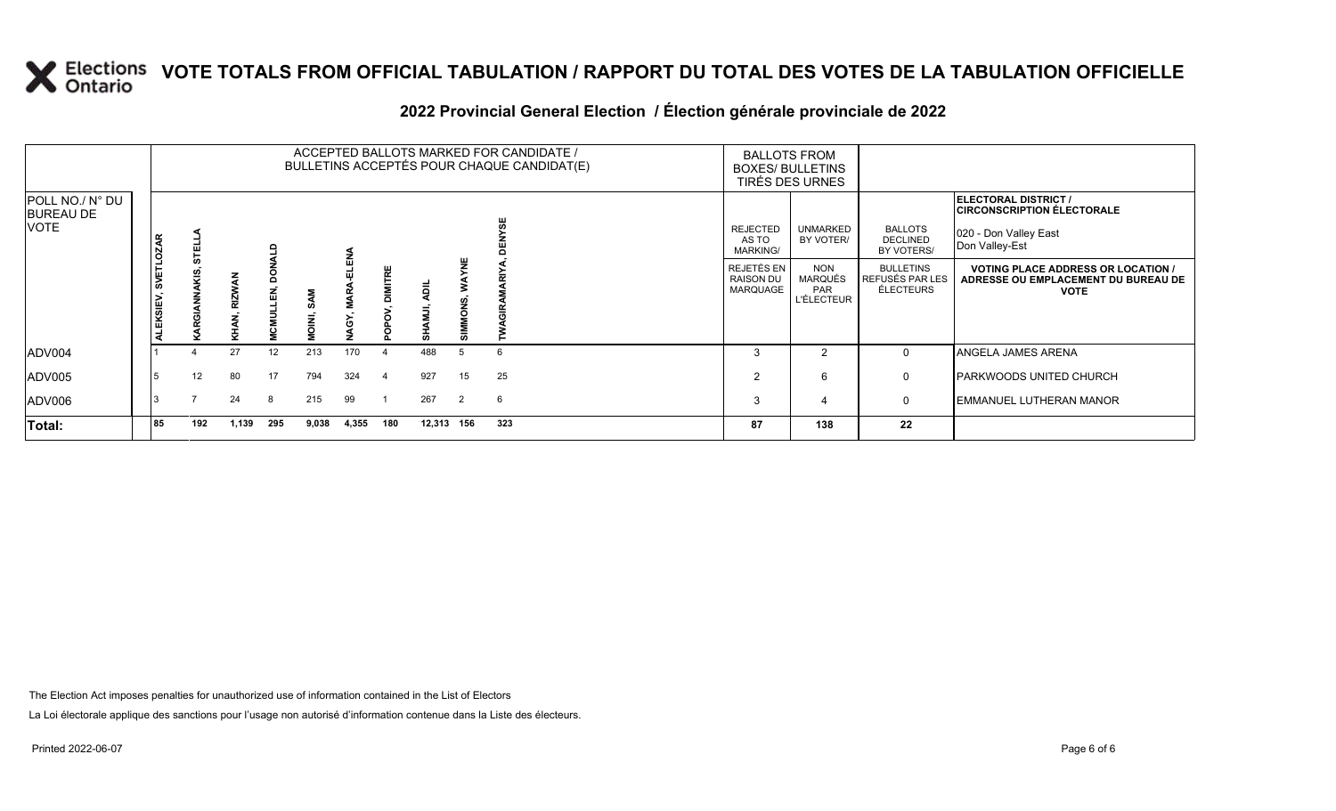# VOTE TOTALS FROM OFFICIAL TABULATION / RAPPORT DU TOTAL DES VOTES DE LA TABULATION OFFICIELLE

## 2022 Provincial General Election / Élection générale provinciale de 2022

| POLL NO./ N° DU BUREAU DE VOTE | ACCEPTED BALLOTS MARKED FOR CANDIDATE / BULLETINS ACCEPTÉS POUR CHAQUE CANDIDAT(E) | | | | | | | | | | BALLOTS FROM BOXES/ BULLETINS TIRÉS DES URNES | | | ELECTORAL DISTRICT / CIRCONSCRIPTION ÉLECTORALE 020 - Don Valley East / Don Valley-Est |
|---|---|---|---|---|---|---|---|---|---|---|---|---|---|---|
| | ALEKSIEV, SVETLOZAR | KARGIANNAKIS, STELLA | KHAN, RIZWAN | MCMULLEN, DONALD | MOINI, SAM | NAGY, MARA-ELENA | POPOV, DIMITRE | SHAMJI, ADIL | SIMMONS, WAYNE | TWAGIRAMARIYA, DENYSE | REJECTED AS TO MARKING/ REJETÉS EN RAISON DU MARQUAGE | UNMARKED BY VOTER/ NON MARQUÉS PAR L'ÉLECTEUR | BALLOTS DECLINED BY VOTERS/ BULLETINS REFUSÉS PAR LES ÉLECTEURS | VOTING PLACE ADDRESS OR LOCATION / ADRESSE OU EMPLACEMENT DU BUREAU DE VOTE |
| ADV004 | 1 | 4 | 27 | 12 | 213 | 170 | 4 | 488 | 5 | 6 | 3 | 2 | 0 | ANGELA JAMES ARENA |
| ADV005 | 5 | 12 | 80 | 17 | 794 | 324 | 4 | 927 | 15 | 25 | 2 | 6 | 0 | PARKWOODS UNITED CHURCH |
| ADV006 | 3 | 7 | 24 | 8 | 215 | 99 | 1 | 267 | 2 | 6 | 3 | 4 | 0 | EMMANUEL LUTHERAN MANOR |
| **Total:** | 85 | 192 | 1,139 | 295 | 9,038 | 4,355 | 180 | 12,313 | 156 | 323 | 87 | 138 | 22 | |

The Election Act imposes penalties for unauthorized use of information contained in the List of Electors

La Loi électorale applique des sanctions pour l'usage non autorisé d'information contenue dans la Liste des électeurs.

Printed 2022-06-07